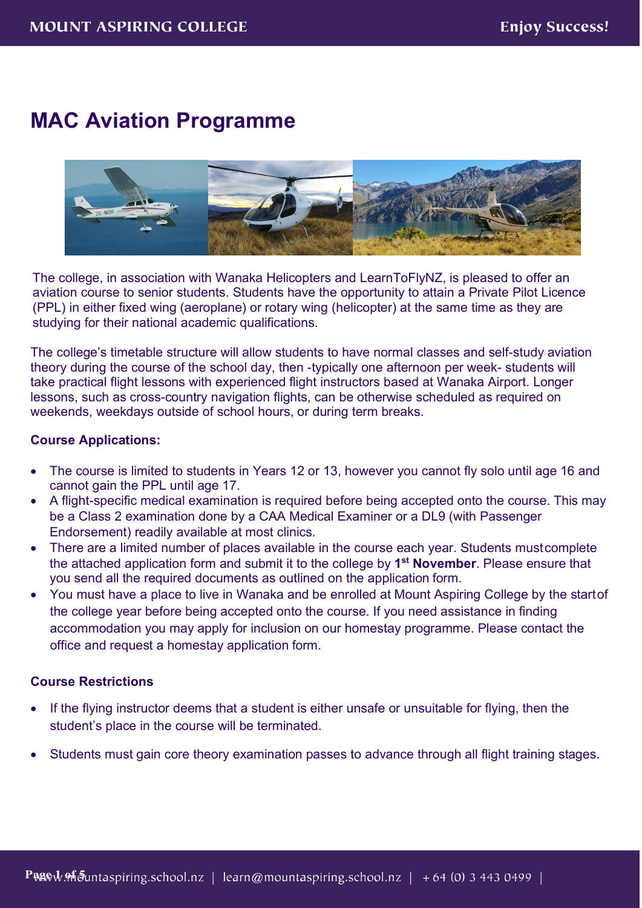# MAC Aviation Programme

The college, in association with Wanaka Helicopters and LearnToFlyNZ, is pleased to offer an aviation course to senior students. Students have the opportunity to attain a Private Pilot Licence (PPL) in either fixed wing (aeroplane) or rotary wing (helicopter) at the same time as they are studying for their national academic qualifications.

The college's timetable structure will allow students to have normal classes and self-study aviation theory during the course of the school day, then -typically one afternoon per week- students will take practical flight lessons with experienced flight instructors based at Wanaka Airport. Longer lessons, such as cross-country navigation flights, can be otherwise scheduled as required on weekends, weekdays outside of school hours, or during term breaks.

**Course Applications:**

- The course is limited to students in Years 12 or 13, however you cannot fly solo until age 16 and cannot gain the PPL until age 17.
- A flight-specific medical examination is required before being accepted onto the course. This may be a Class 2 examination done by a CAA Medical Examiner or a DL9 (with Passenger Endorsement) readily available at most clinics.
- There are a limited number of places available in the course each year. Students must complete the attached application form and submit it to the college by **1st November**. Please ensure that you send all the required documents as outlined on the application form.
- You must have a place to live in Wanaka and be enrolled at Mount Aspiring College by the start of the college year before being accepted onto the course. If you need assistance in finding accommodation you may apply for inclusion on our homestay programme. Please contact the office and request a homestay application form.

**Course Restrictions**

- If the flying instructor deems that a student is either unsafe or unsuitable for flying, then the student's place in the course will be terminated.
- Students must gain core theory examination passes to advance through all flight training stages.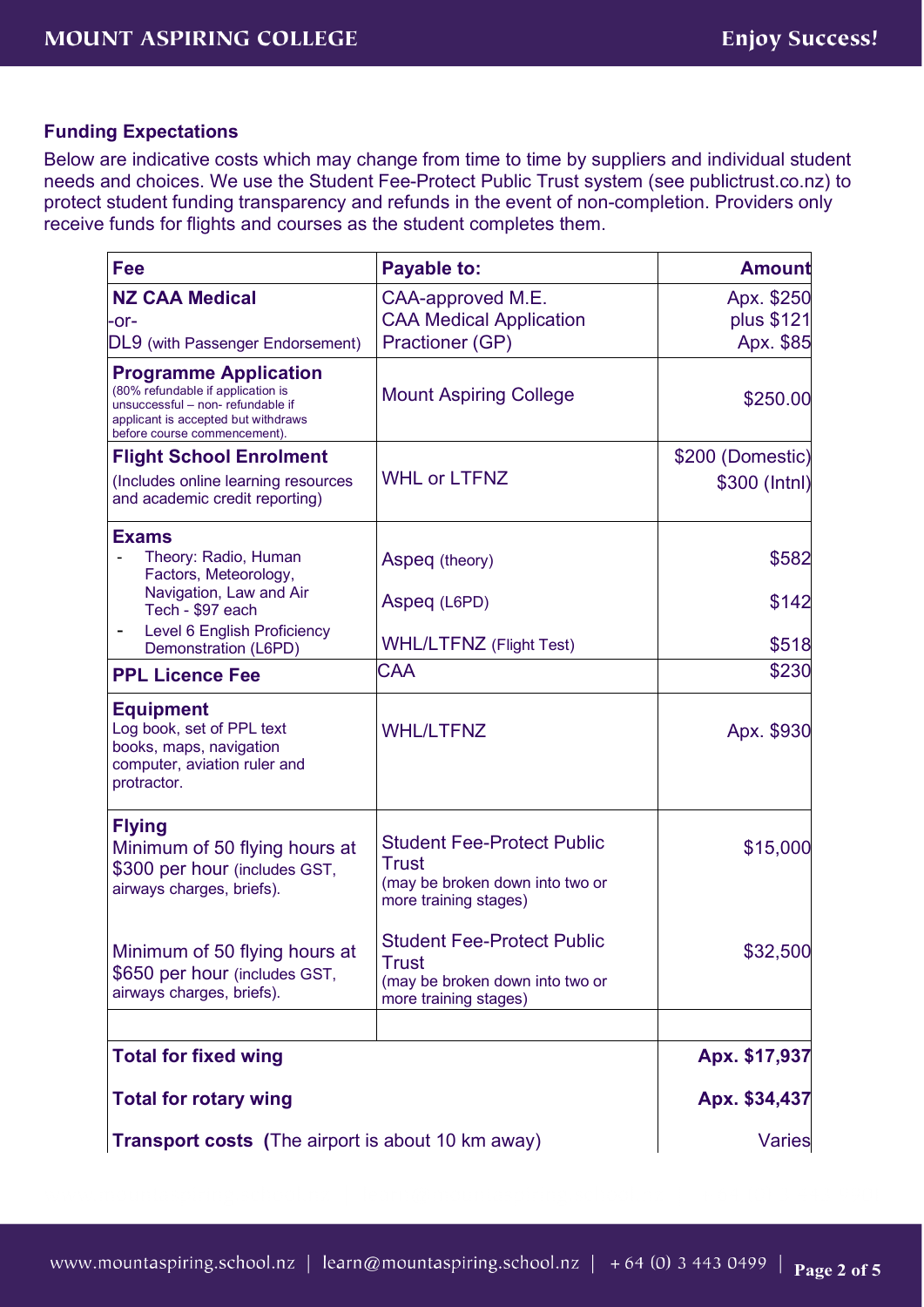**Funding Expectations**

Below are indicative costs which may change from time to time by suppliers and individual student needs and choices. We use the Student Fee-Protect Public Trust system (see publictrust.co.nz) to protect student funding transparency and refunds in the event of non-completion. Providers only receive funds for flights and courses as the student completes them.

| Fee | Payable to: | Amount |
|---|---|---|
| **NZ CAA Medical**<br>-or-<br>DL9 (with Passenger Endorsement) | CAA-approved M.E.<br>CAA Medical Application<br>Practioner (GP) | Apx. $250<br>plus $121<br>Apx. $85 |
| **Programme Application**<br>(80% refundable if application is unsuccessful – non- refundable if applicant is accepted but withdraws before course commencement). | Mount Aspiring College | $250.00 |
| **Flight School Enrolment**<br>(Includes online learning resources and academic credit reporting) | WHL or LTFNZ | $200 (Domestic)<br>$300 (Intnl) |
| **Exams**<br>- Theory: Radio, Human Factors, Meteorology, Navigation, Law and Air Tech - $97 each<br>- Level 6 English Proficiency Demonstration (L6PD) | Aspeq (theory)<br>Aspeq (L6PD)<br>WHL/LTFNZ (Flight Test) | $582<br>$142<br>$518 |
| **PPL Licence Fee** | CAA | $230 |
| **Equipment**<br>Log book, set of PPL text books, maps, navigation computer, aviation ruler and protractor. | WHL/LTFNZ | Apx. $930 |
| **Flying**<br>Minimum of 50 flying hours at $300 per hour (includes GST, airways charges, briefs). | Student Fee-Protect Public Trust<br>(may be broken down into two or more training stages) | $15,000 |
| Minimum of 50 flying hours at $650 per hour (includes GST, airways charges, briefs). | Student Fee-Protect Public Trust<br>(may be broken down into two or more training stages) | $32,500 |
| | | |
| **Total for fixed wing** | | **Apx. $17,937** |
| **Total for rotary wing** | | **Apx. $34,437** |
| **Transport costs** (The airport is about 10 km away) | | Varies |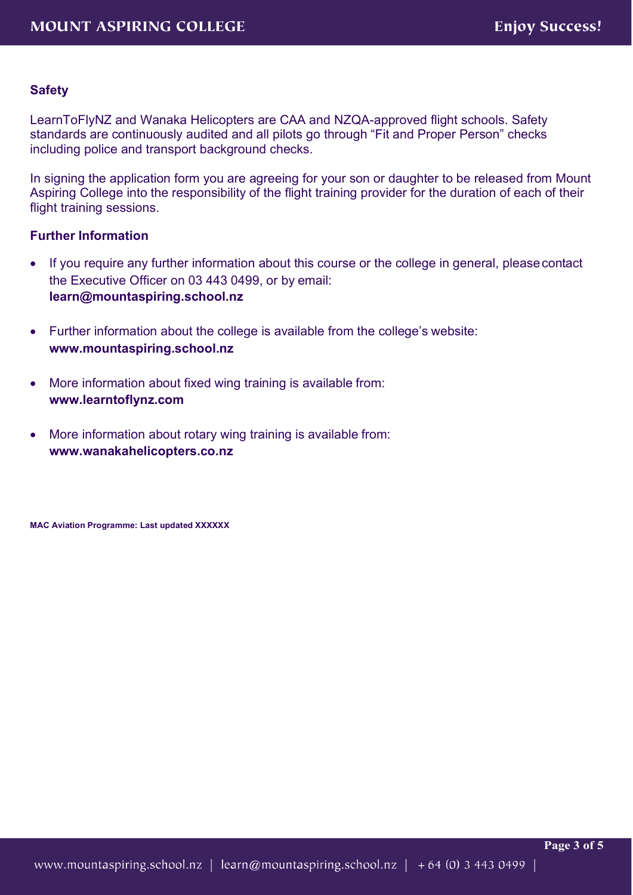## Safety

LearnToFlyNZ and Wanaka Helicopters are CAA and NZQA-approved flight schools. Safety standards are continuously audited and all pilots go through "Fit and Proper Person" checks including police and transport background checks.

In signing the application form you are agreeing for your son or daughter to be released from Mount Aspiring College into the responsibility of the flight training provider for the duration of each of their flight training sessions.

## Further Information

- If you require any further information about this course or the college in general, please contact the Executive Officer on 03 443 0499, or by email: **learn@mountaspiring.school.nz**
- Further information about the college is available from the college's website: **www.mountaspiring.school.nz**
- More information about fixed wing training is available from: **www.learntoflynz.com**
- More information about rotary wing training is available from: **www.wanakahelicopters.co.nz**

**MAC Aviation Programme: Last updated XXXXXX**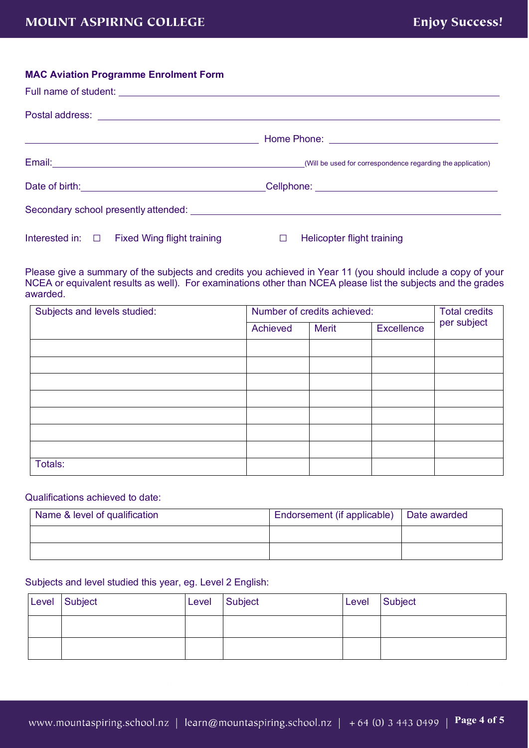**MAC Aviation Programme Enrolment Form**

Full name of student: ______________________________________________

Postal address: ______________________________________________

______________________________ Home Phone: ______________________________

Email: ______________________________ (Will be used for correspondence regarding the application)

Date of birth: ______________________________ Cellphone: ______________________________

Secondary school presently attended: ______________________________

Interested in: ☐ Fixed Wing flight training ☐ Helicopter flight training

Please give a summary of the subjects and credits you achieved in Year 11 (you should include a copy of your NCEA or equivalent results as well). For examinations other than NCEA please list the subjects and the grades awarded.

| Subjects and levels studied: | Number of credits achieved: | | | Total credits per subject |
|---|---|---|---|---|
| | Achieved | Merit | Excellence | |
| | | | | |
| | | | | |
| | | | | |
| | | | | |
| | | | | |
| | | | | |
| | | | | |
| Totals: | | | | |

Qualifications achieved to date:

| Name & level of qualification | Endorsement (if applicable) | Date awarded |
|---|---|---|
| | | |
| | | |

Subjects and level studied this year, eg. Level 2 English:

| Level | Subject | Level | Subject | Level | Subject |
|---|---|---|---|---|---|
| | | | | | |
| | | | | | |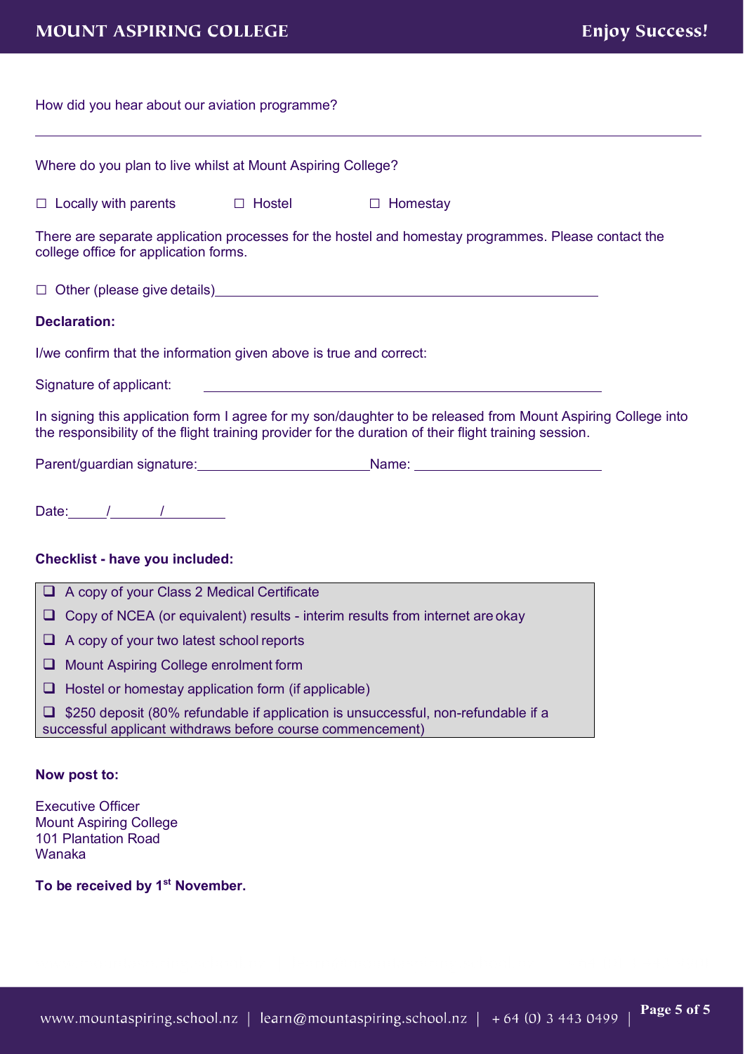How did you hear about our aviation programme?

\_\_\_\_\_\_\_\_\_\_\_\_\_\_\_\_\_\_\_\_\_\_\_\_\_\_\_\_\_\_\_\_\_\_\_\_\_\_\_\_\_\_\_\_\_\_\_\_\_\_\_\_\_\_

Where do you plan to live whilst at Mount Aspiring College?

☐ Locally with parents ☐ Hostel ☐ Homestay

There are separate application processes for the hostel and homestay programmes. Please contact the college office for application forms.

☐ Other (please give details)\_\_\_\_\_\_\_\_\_\_\_\_\_\_\_\_\_\_\_\_\_\_\_\_\_\_\_\_\_\_\_\_\_\_\_\_\_\_\_\_

**Declaration:**

I/we confirm that the information given above is true and correct:

Signature of applicant: \_\_\_\_\_\_\_\_\_\_\_\_\_\_\_\_\_\_\_\_\_\_\_\_\_\_\_\_\_\_\_\_\_\_\_\_\_\_\_\_

In signing this application form I agree for my son/daughter to be released from Mount Aspiring College into the responsibility of the flight training provider for the duration of their flight training session.

Parent/guardian signature:\_\_\_\_\_\_\_\_\_\_\_\_\_\_\_\_\_\_\_\_ Name: \_\_\_\_\_\_\_\_\_\_\_\_\_\_\_\_\_\_\_\_\_\_

Date:\_\_\_\_/\_\_\_\_\_\_/\_\_\_\_\_\_\_

**Checklist - have you included:**

- ❑ A copy of your Class 2 Medical Certificate
- ❑ Copy of NCEA (or equivalent) results - interim results from internet are okay
- ❑ A copy of your two latest school reports
- ❑ Mount Aspiring College enrolment form
- ❑ Hostel or homestay application form (if applicable)
- ❑ $250 deposit (80% refundable if application is unsuccessful, non-refundable if a successful applicant withdraws before course commencement)

**Now post to:**

Executive Officer
Mount Aspiring College
101 Plantation Road
Wanaka

**To be received by 1st November.**